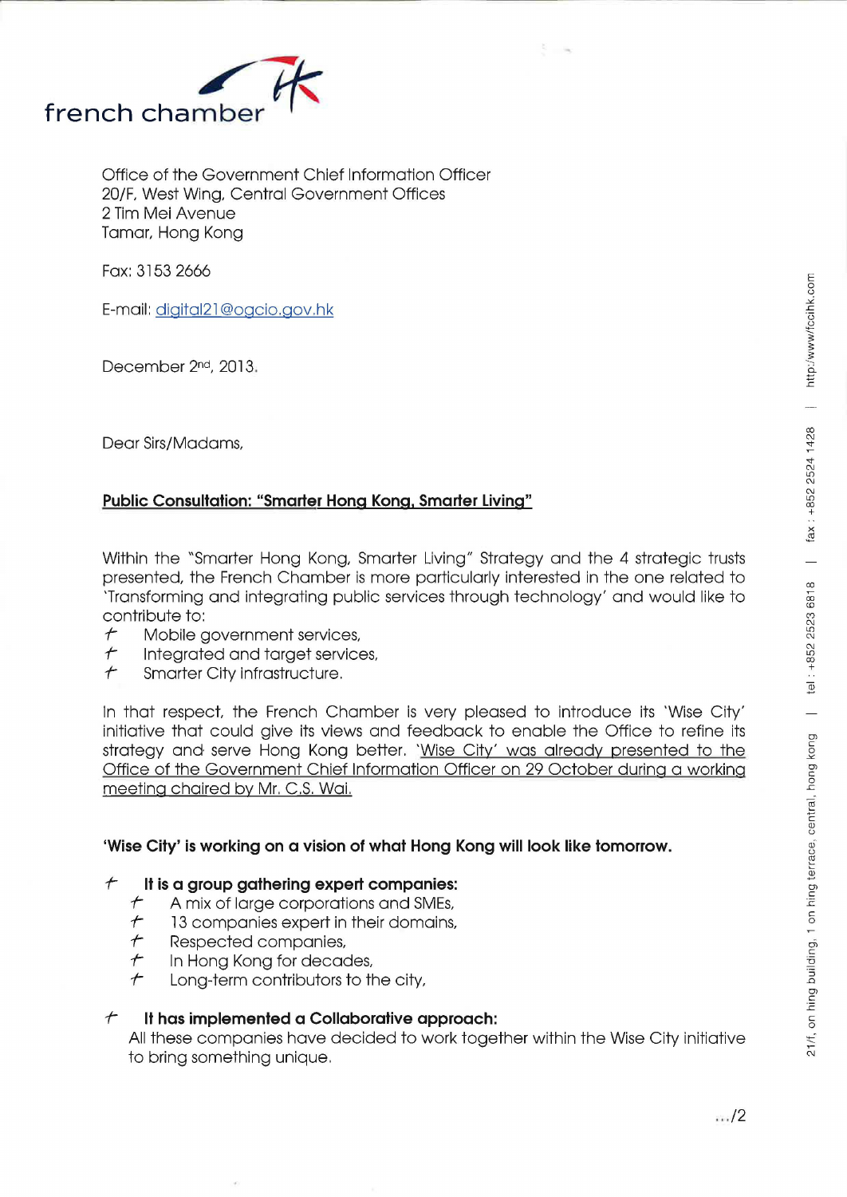french chamber

Office of the Government Chief Information Officer
20/F, West Wing, Central Government Offices
2 Tim Mei Avenue
Tamar, Hong Kong

Fax: 3153 2666

E-mail: digital21@ogcio.gov.hk

December 2nd, 2013.

Dear Sirs/Madams,

**Public Consultation: "Smarter Hong Kong, Smarter Living"**

Within the "Smarter Hong Kong, Smarter Living" Strategy and the 4 strategic trusts presented, the French Chamber is more particularly interested in the one related to 'Transforming and integrating public services through technology' and would like to contribute to:

- Mobile government services,
- Integrated and target services,
- Smarter City infrastructure.

In that respect, the French Chamber is very pleased to introduce its 'Wise City' initiative that could give its views and feedback to enable the Office to refine its strategy and serve Hong Kong better. 'Wise City' was already presented to the Office of the Government Chief Information Officer on 29 October during a working meeting chaired by Mr. C.S. Wai.

**'Wise City' is working on a vision of what Hong Kong will look like tomorrow.**

- **It is a group gathering expert companies:**
  - A mix of large corporations and SMEs,
  - 13 companies expert in their domains,
  - Respected companies,
  - In Hong Kong for decades,
  - Long-term contributors to the city,
- **It has implemented a Collaborative approach:**
  All these companies have decided to work together within the Wise City initiative to bring something unique.

.../2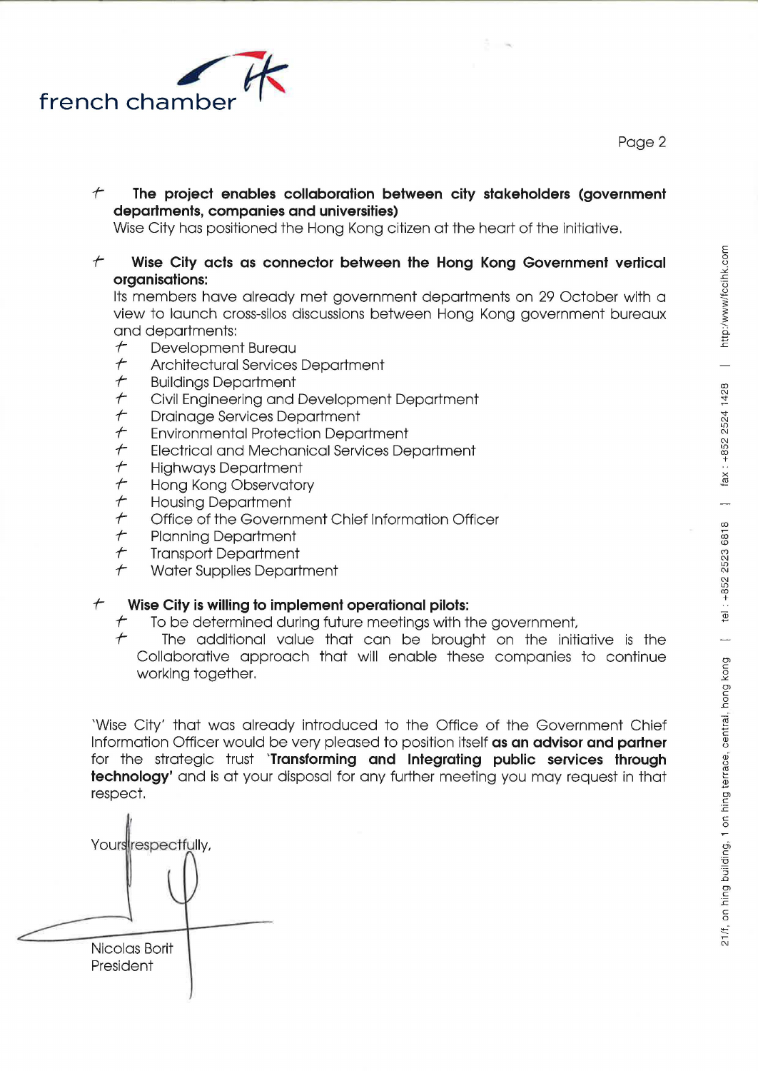- **The project enables collaboration between city stakeholders (government departments, companies and universities)**
  Wise City has positioned the Hong Kong citizen at the heart of the initiative.

- **Wise City acts as connector between the Hong Kong Government vertical organisations:**
  Its members have already met government departments on 29 October with a view to launch cross-silos discussions between Hong Kong government bureaux and departments:
  - Development Bureau
  - Architectural Services Department
  - Buildings Department
  - Civil Engineering and Development Department
  - Drainage Services Department
  - Environmental Protection Department
  - Electrical and Mechanical Services Department
  - Highways Department
  - Hong Kong Observatory
  - Housing Department
  - Office of the Government Chief Information Officer
  - Planning Department
  - Transport Department
  - Water Supplies Department

- **Wise City is willing to implement operational pilots:**
  - To be determined during future meetings with the government,
  - The additional value that can be brought on the initiative is the Collaborative approach that will enable these companies to continue working together.

'Wise City' that was already introduced to the Office of the Government Chief Information Officer would be very pleased to position itself **as an advisor and partner** for the strategic trust **'Transforming and Integrating public services through technology'** and is at your disposal for any further meeting you may request in that respect.

Yours respectfully,

Nicolas Borit
President